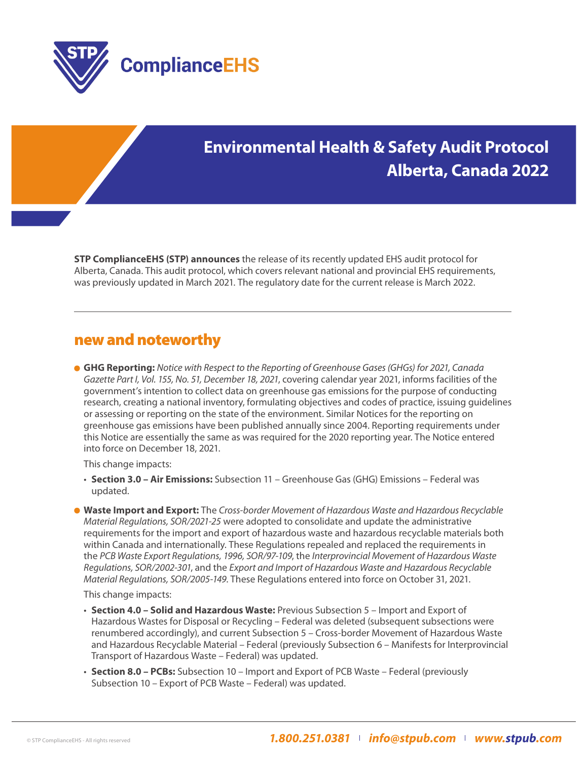STP ComplianceEHS

# Environmental Health & Safety Audit Protocol Alberta, Canada 2022

**STP ComplianceEHS (STP) announces** the release of its recently updated EHS audit protocol for Alberta, Canada. This audit protocol, which covers relevant national and provincial EHS requirements, was previously updated in March 2021. The regulatory date for the current release is March 2022.

---

## new and noteworthy

- **GHG Reporting:** *Notice with Respect to the Reporting of Greenhouse Gases (GHGs) for 2021, Canada Gazette Part I, Vol. 155, No. 51, December 18, 2021*, covering calendar year 2021, informs facilities of the government's intention to collect data on greenhouse gas emissions for the purpose of conducting research, creating a national inventory, formulating objectives and codes of practice, issuing guidelines or assessing or reporting on the state of the environment. Similar Notices for the reporting on greenhouse gas emissions have been published annually since 2004. Reporting requirements under this Notice are essentially the same as was required for the 2020 reporting year. The Notice entered into force on December 18, 2021.

  This change impacts:

  - **Section 3.0 – Air Emissions:** Subsection 11 – Greenhouse Gas (GHG) Emissions – Federal was updated.

- **Waste Import and Export:** The *Cross-border Movement of Hazardous Waste and Hazardous Recyclable Material Regulations, SOR/2021-25* were adopted to consolidate and update the administrative requirements for the import and export of hazardous waste and hazardous recyclable materials both within Canada and internationally. These Regulations repealed and replaced the requirements in the *PCB Waste Export Regulations, 1996, SOR/97-109*, the *Interprovincial Movement of Hazardous Waste Regulations, SOR/2002-301*, and the *Export and Import of Hazardous Waste and Hazardous Recyclable Material Regulations, SOR/2005-149*. These Regulations entered into force on October 31, 2021.

  This change impacts:

  - **Section 4.0 – Solid and Hazardous Waste:** Previous Subsection 5 – Import and Export of Hazardous Wastes for Disposal or Recycling – Federal was deleted (subsequent subsections were renumbered accordingly), and current Subsection 5 – Cross-border Movement of Hazardous Waste and Hazardous Recyclable Material – Federal (previously Subsection 6 – Manifests for Interprovincial Transport of Hazardous Waste – Federal) was updated.
  - **Section 8.0 – PCBs:** Subsection 10 – Import and Export of PCB Waste – Federal (previously Subsection 10 – Export of PCB Waste – Federal) was updated.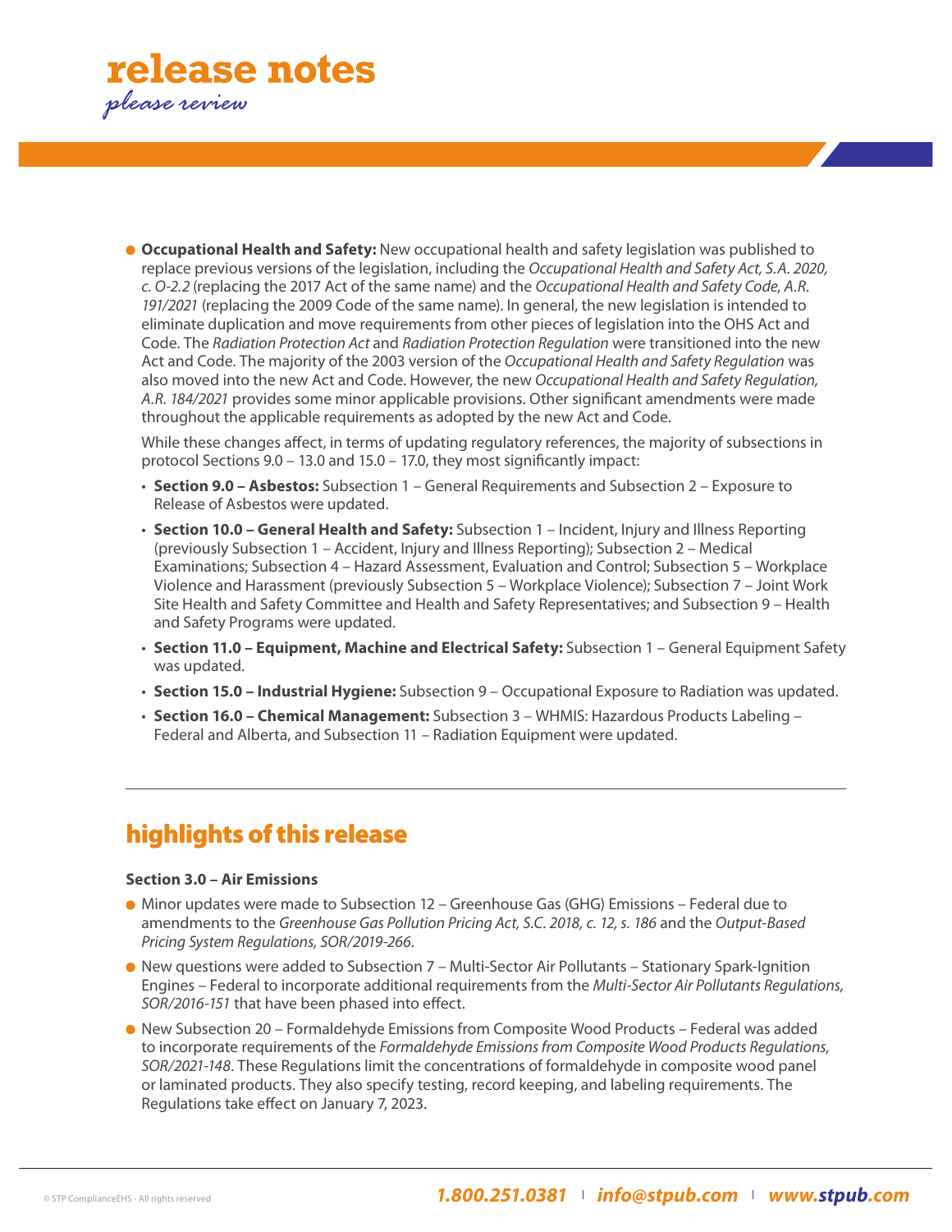# release notes

*please review*

- **Occupational Health and Safety:** New occupational health and safety legislation was published to replace previous versions of the legislation, including the *Occupational Health and Safety Act, S.A. 2020, c. O-2.2* (replacing the 2017 Act of the same name) and the *Occupational Health and Safety Code, A.R. 191/2021* (replacing the 2009 Code of the same name). In general, the new legislation is intended to eliminate duplication and move requirements from other pieces of legislation into the OHS Act and Code. The *Radiation Protection Act* and *Radiation Protection Regulation* were transitioned into the new Act and Code. The majority of the 2003 version of the *Occupational Health and Safety Regulation* was also moved into the new Act and Code. However, the new *Occupational Health and Safety Regulation, A.R. 184/2021* provides some minor applicable provisions. Other significant amendments were made throughout the applicable requirements as adopted by the new Act and Code.

  While these changes affect, in terms of updating regulatory references, the majority of subsections in protocol Sections 9.0 – 13.0 and 15.0 – 17.0, they most significantly impact:

  - **Section 9.0 – Asbestos:** Subsection 1 – General Requirements and Subsection 2 – Exposure to Release of Asbestos were updated.
  - **Section 10.0 – General Health and Safety:** Subsection 1 – Incident, Injury and Illness Reporting (previously Subsection 1 – Accident, Injury and Illness Reporting); Subsection 2 – Medical Examinations; Subsection 4 – Hazard Assessment, Evaluation and Control; Subsection 5 – Workplace Violence and Harassment (previously Subsection 5 – Workplace Violence); Subsection 7 – Joint Work Site Health and Safety Committee and Health and Safety Representatives; and Subsection 9 – Health and Safety Programs were updated.
  - **Section 11.0 – Equipment, Machine and Electrical Safety:** Subsection 1 – General Equipment Safety was updated.
  - **Section 15.0 – Industrial Hygiene:** Subsection 9 – Occupational Exposure to Radiation was updated.
  - **Section 16.0 – Chemical Management:** Subsection 3 – WHMIS: Hazardous Products Labeling – Federal and Alberta, and Subsection 11 – Radiation Equipment were updated.

---

## highlights of this release

**Section 3.0 – Air Emissions**

- Minor updates were made to Subsection 12 – Greenhouse Gas (GHG) Emissions – Federal due to amendments to the *Greenhouse Gas Pollution Pricing Act, S.C. 2018, c. 12, s. 186* and the *Output-Based Pricing System Regulations, SOR/2019-266*.
- New questions were added to Subsection 7 – Multi-Sector Air Pollutants – Stationary Spark-Ignition Engines – Federal to incorporate additional requirements from the *Multi-Sector Air Pollutants Regulations, SOR/2016-151* that have been phased into effect.
- New Subsection 20 – Formaldehyde Emissions from Composite Wood Products – Federal was added to incorporate requirements of the *Formaldehyde Emissions from Composite Wood Products Regulations, SOR/2021-148*. These Regulations limit the concentrations of formaldehyde in composite wood panel or laminated products. They also specify testing, record keeping, and labeling requirements. The Regulations take effect on January 7, 2023.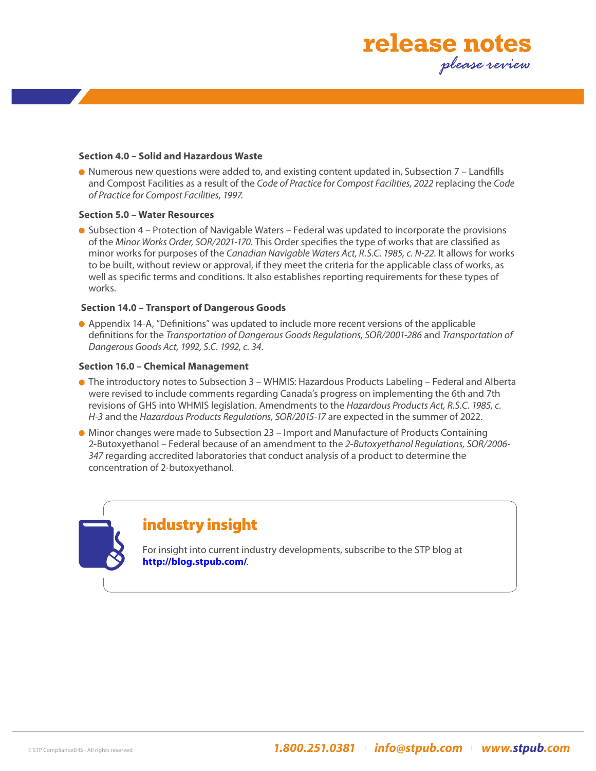### Section 4.0 – Solid and Hazardous Waste

- Numerous new questions were added to, and existing content updated in, Subsection 7 – Landfills and Compost Facilities as a result of the *Code of Practice for Compost Facilities, 2022* replacing the *Code of Practice for Compost Facilities, 1997*.

### Section 5.0 – Water Resources

- Subsection 4 – Protection of Navigable Waters – Federal was updated to incorporate the provisions of the *Minor Works Order, SOR/2021-170*. This Order specifies the type of works that are classified as minor works for purposes of the *Canadian Navigable Waters Act, R.S.C. 1985, c. N-22*. It allows for works to be built, without review or approval, if they meet the criteria for the applicable class of works, as well as specific terms and conditions. It also establishes reporting requirements for these types of works.

### Section 14.0 – Transport of Dangerous Goods

- Appendix 14-A, "Definitions" was updated to include more recent versions of the applicable definitions for the *Transportation of Dangerous Goods Regulations, SOR/2001-286* and *Transportation of Dangerous Goods Act, 1992, S.C. 1992, c. 34*.

### Section 16.0 – Chemical Management

- The introductory notes to Subsection 3 – WHMIS: Hazardous Products Labeling – Federal and Alberta were revised to include comments regarding Canada's progress on implementing the 6th and 7th revisions of GHS into WHMIS legislation. Amendments to the *Hazardous Products Act, R.S.C. 1985, c. H-3* and the *Hazardous Products Regulations, SOR/2015-17* are expected in the summer of 2022.
- Minor changes were made to Subsection 23 – Import and Manufacture of Products Containing 2-Butoxyethanol – Federal because of an amendment to the *2-Butoxyethanol Regulations, SOR/2006-347* regarding accredited laboratories that conduct analysis of a product to determine the concentration of 2-butoxyethanol.

## industry insight

For insight into current industry developments, subscribe to the STP blog at **http://blog.stpub.com/**.